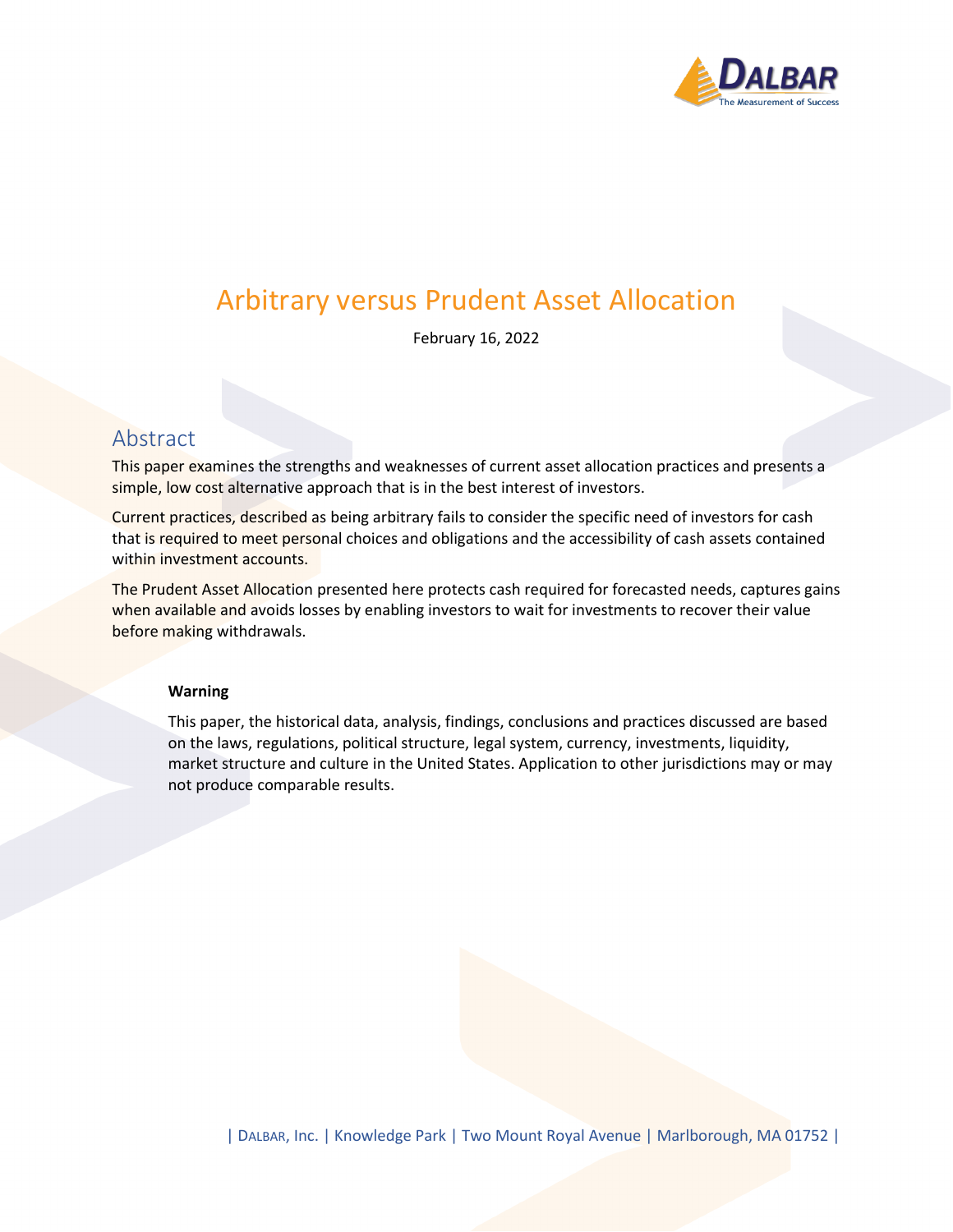# Arbitrary versus Prudent Asset Allocation

February 16, 2022

## Abstract

This paper examines the strengths and weaknesses of current asset allocation practices and presents a simple, low cost alternative approach that is in the best interest of investors.

Current practices, described as being arbitrary fails to consider the specific need of investors for cash that is required to meet personal choices and obligations and the accessibility of cash assets contained within investment accounts.

The Prudent Asset Allocation presented here protects cash required for forecasted needs, captures gains when available and avoids losses by enabling investors to wait for investments to recover their value before making withdrawals.

> **Warning**
>
> This paper, the historical data, analysis, findings, conclusions and practices discussed are based on the laws, regulations, political structure, legal system, currency, investments, liquidity, market structure and culture in the United States. Application to other jurisdictions may or may not produce comparable results.

| DALBAR, Inc. | Knowledge Park | Two Mount Royal Avenue | Marlborough, MA 01752 |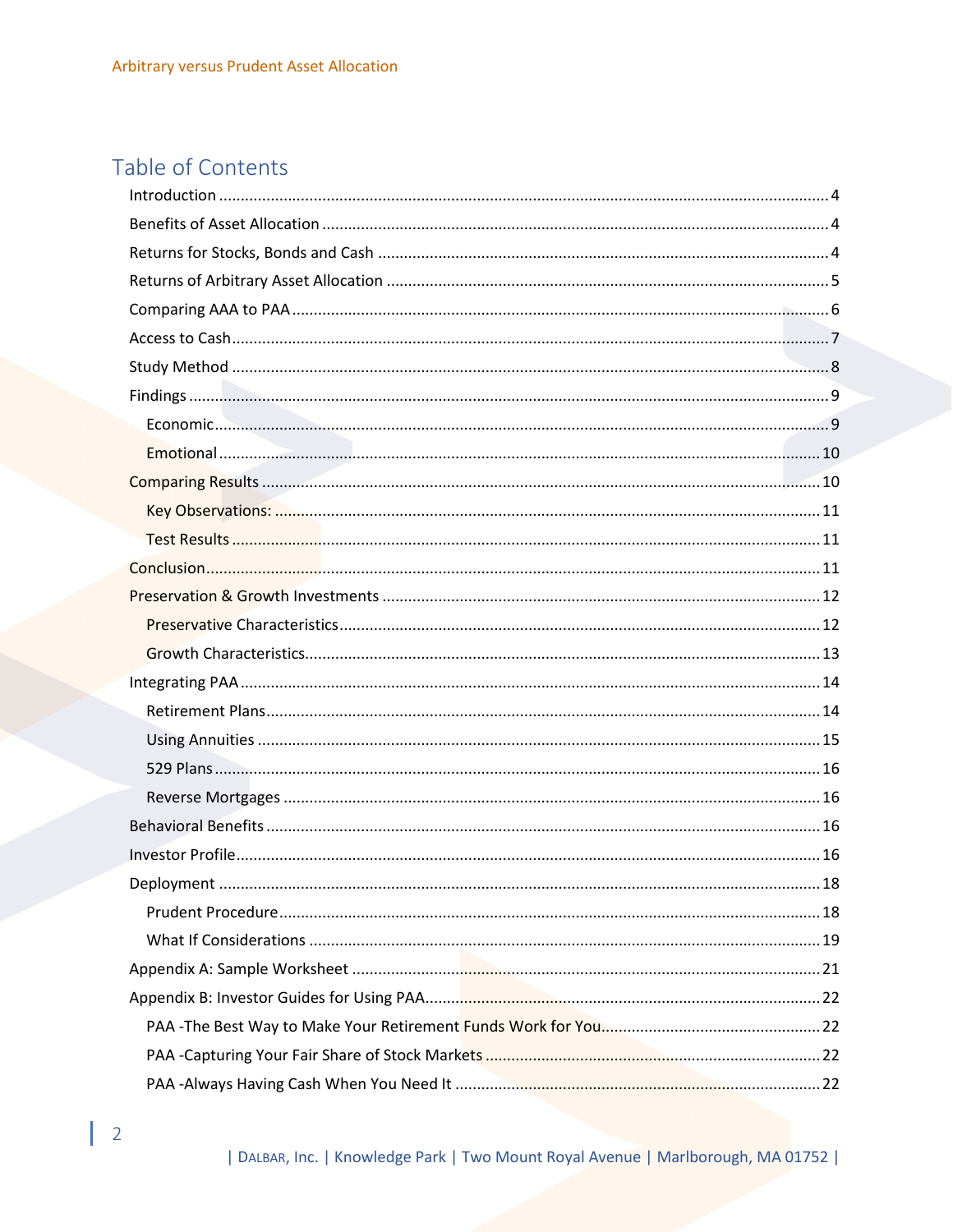# Table of Contents

- Introduction .......... 4
- Benefits of Asset Allocation .......... 4
- Returns for Stocks, Bonds and Cash .......... 4
- Returns of Arbitrary Asset Allocation .......... 5
- Comparing AAA to PAA .......... 6
- Access to Cash .......... 7
- Study Method .......... 8
- Findings .......... 9
  - Economic .......... 9
  - Emotional .......... 10
- Comparing Results .......... 10
  - Key Observations: .......... 11
  - Test Results .......... 11
- Conclusion .......... 11
- Preservation & Growth Investments .......... 12
  - Preservative Characteristics .......... 12
  - Growth Characteristics .......... 13
- Integrating PAA .......... 14
  - Retirement Plans .......... 14
  - Using Annuities .......... 15
  - 529 Plans .......... 16
  - Reverse Mortgages .......... 16
- Behavioral Benefits .......... 16
- Investor Profile .......... 16
- Deployment .......... 18
  - Prudent Procedure .......... 18
  - What If Considerations .......... 19
- Appendix A: Sample Worksheet .......... 21
- Appendix B: Investor Guides for Using PAA .......... 22
  - PAA -The Best Way to Make Your Retirement Funds Work for You .......... 22
  - PAA -Capturing Your Fair Share of Stock Markets .......... 22
  - PAA -Always Having Cash When You Need It .......... 22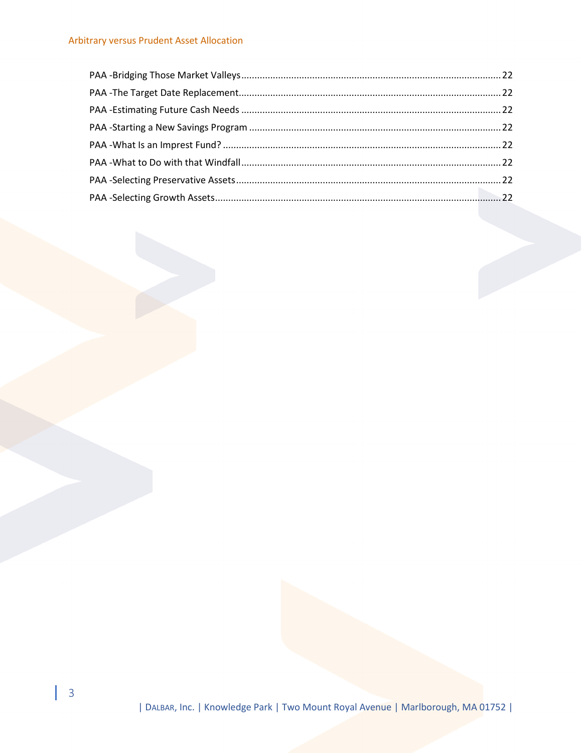PAA -Bridging Those Market Valleys ........................................ 22
PAA -The Target Date Replacement ........................................ 22
PAA -Estimating Future Cash Needs ........................................ 22
PAA -Starting a New Savings Program ........................................ 22
PAA -What Is an Imprest Fund? ........................................ 22
PAA -What to Do with that Windfall ........................................ 22
PAA -Selecting Preservative Assets ........................................ 22
PAA -Selecting Growth Assets ........................................ 22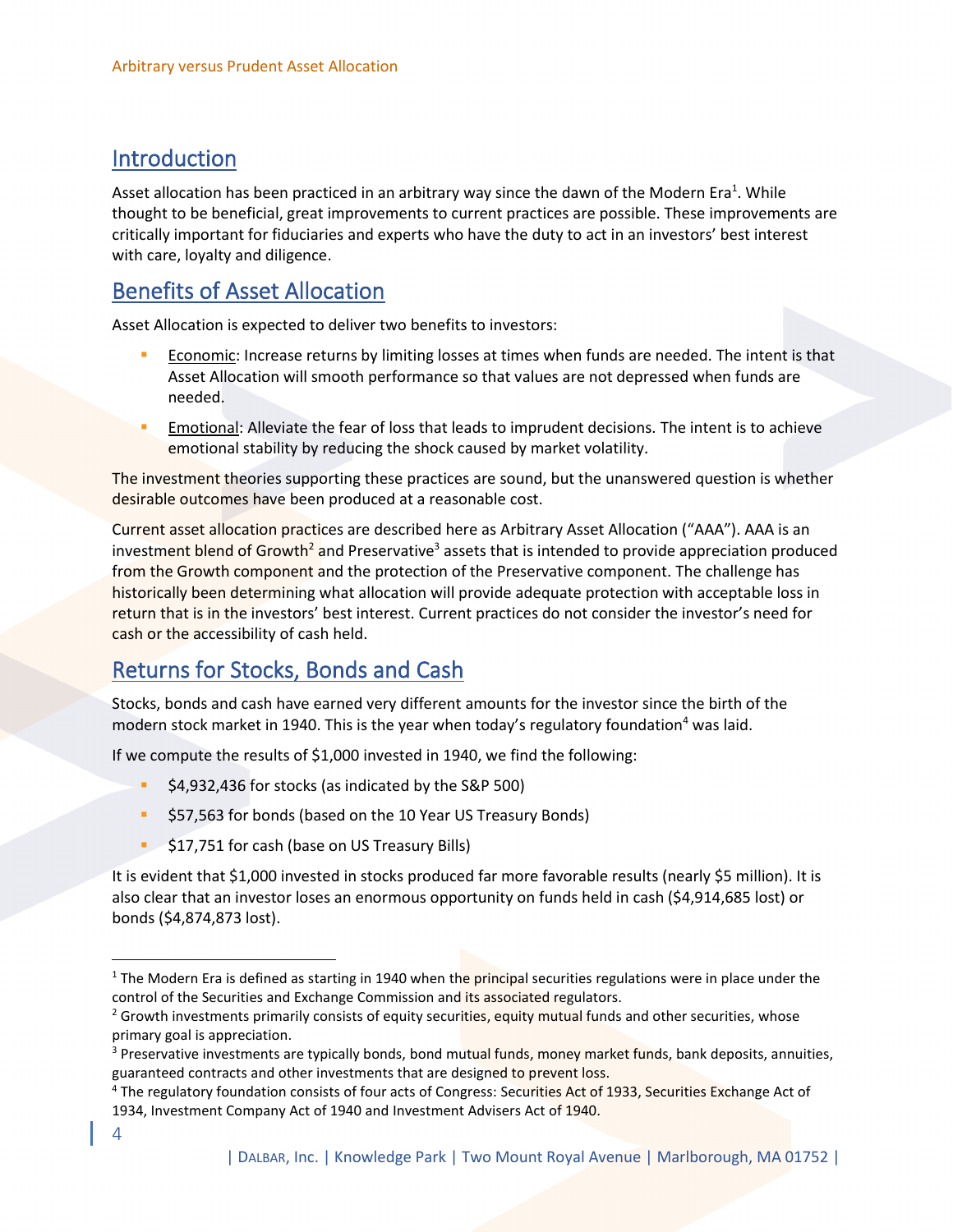## Introduction

Asset allocation has been practiced in an arbitrary way since the dawn of the Modern Era[1]. While thought to be beneficial, great improvements to current practices are possible. These improvements are critically important for fiduciaries and experts who have the duty to act in an investors' best interest with care, loyalty and diligence.

## Benefits of Asset Allocation

Asset Allocation is expected to deliver two benefits to investors:

- Economic: Increase returns by limiting losses at times when funds are needed. The intent is that Asset Allocation will smooth performance so that values are not depressed when funds are needed.
- Emotional: Alleviate the fear of loss that leads to imprudent decisions. The intent is to achieve emotional stability by reducing the shock caused by market volatility.

The investment theories supporting these practices are sound, but the unanswered question is whether desirable outcomes have been produced at a reasonable cost.

Current asset allocation practices are described here as Arbitrary Asset Allocation ("AAA"). AAA is an investment blend of Growth[2] and Preservative[3] assets that is intended to provide appreciation produced from the Growth component and the protection of the Preservative component. The challenge has historically been determining what allocation will provide adequate protection with acceptable loss in return that is in the investors' best interest. Current practices do not consider the investor's need for cash or the accessibility of cash held.

## Returns for Stocks, Bonds and Cash

Stocks, bonds and cash have earned very different amounts for the investor since the birth of the modern stock market in 1940. This is the year when today's regulatory foundation[4] was laid.

If we compute the results of $1,000 invested in 1940, we find the following:

- $4,932,436 for stocks (as indicated by the S&P 500)
- $57,563 for bonds (based on the 10 Year US Treasury Bonds)
- $17,751 for cash (base on US Treasury Bills)

It is evident that $1,000 invested in stocks produced far more favorable results (nearly $5 million). It is also clear that an investor loses an enormous opportunity on funds held in cash ($4,914,685 lost) or bonds ($4,874,873 lost).

---

[1] The Modern Era is defined as starting in 1940 when the principal securities regulations were in place under the control of the Securities and Exchange Commission and its associated regulators.

[2] Growth investments primarily consists of equity securities, equity mutual funds and other securities, whose primary goal is appreciation.

[3] Preservative investments are typically bonds, bond mutual funds, money market funds, bank deposits, annuities, guaranteed contracts and other investments that are designed to prevent loss.

[4] The regulatory foundation consists of four acts of Congress: Securities Act of 1933, Securities Exchange Act of 1934, Investment Company Act of 1940 and Investment Advisers Act of 1940.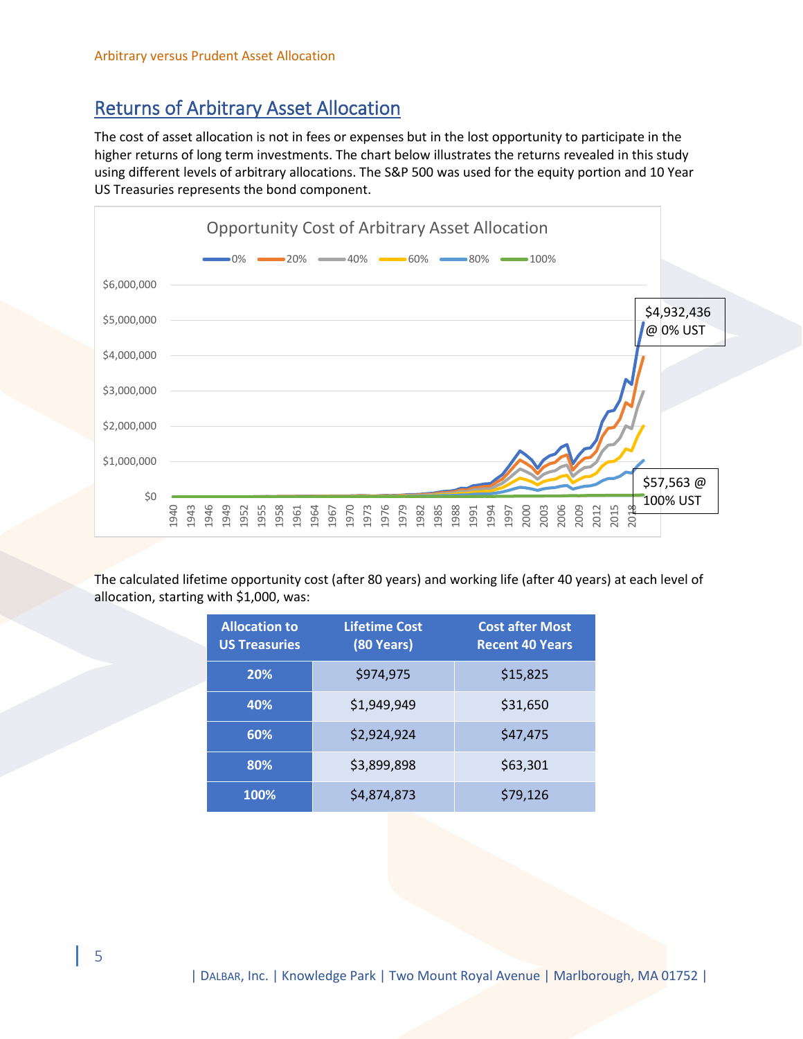## Returns of Arbitrary Asset Allocation

The cost of asset allocation is not in fees or expenses but in the lost opportunity to participate in the higher returns of long term investments. The chart below illustrates the returns revealed in this study using different levels of arbitrary allocations. The S&P 500 was used for the equity portion and 10 Year US Treasuries represents the bond component.

The calculated lifetime opportunity cost (after 80 years) and working life (after 40 years) at each level of allocation, starting with $1,000, was:

| Allocation to US Treasuries | Lifetime Cost (80 Years) | Cost after Most Recent 40 Years |
|---|---|---|
| 20% | $974,975 | $15,825 |
| 40% | $1,949,949 | $31,650 |
| 60% | $2,924,924 | $47,475 |
| 80% | $3,899,898 | $63,301 |
| 100% | $4,874,873 | $79,126 |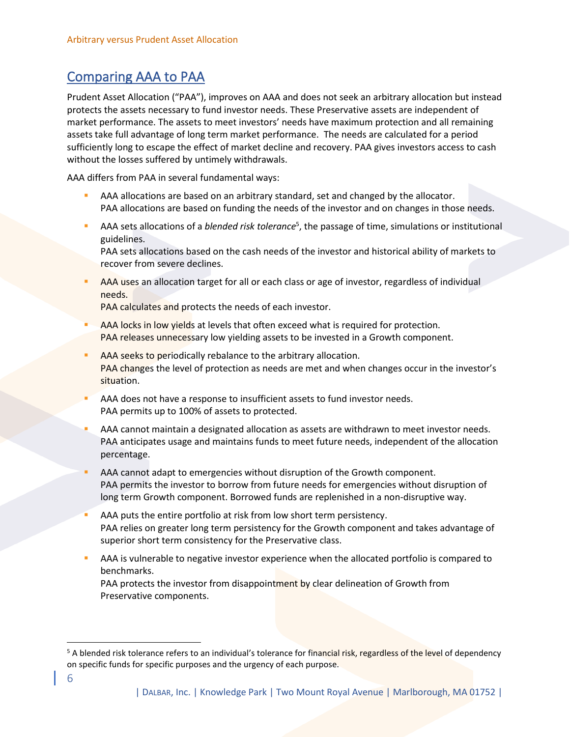## Comparing AAA to PAA

Prudent Asset Allocation ("PAA"), improves on AAA and does not seek an arbitrary allocation but instead protects the assets necessary to fund investor needs. These Preservative assets are independent of market performance. The assets to meet investors' needs have maximum protection and all remaining assets take full advantage of long term market performance. The needs are calculated for a period sufficiently long to escape the effect of market decline and recovery. PAA gives investors access to cash without the losses suffered by untimely withdrawals.

AAA differs from PAA in several fundamental ways:

- AAA allocations are based on an arbitrary standard, set and changed by the allocator.
  PAA allocations are based on funding the needs of the investor and on changes in those needs.
- AAA sets allocations of a *blended risk tolerance*[5], the passage of time, simulations or institutional guidelines.
  PAA sets allocations based on the cash needs of the investor and historical ability of markets to recover from severe declines.
- AAA uses an allocation target for all or each class or age of investor, regardless of individual needs.
  PAA calculates and protects the needs of each investor.
- AAA locks in low yields at levels that often exceed what is required for protection.
  PAA releases unnecessary low yielding assets to be invested in a Growth component.
- AAA seeks to periodically rebalance to the arbitrary allocation.
  PAA changes the level of protection as needs are met and when changes occur in the investor's situation.
- AAA does not have a response to insufficient assets to fund investor needs.
  PAA permits up to 100% of assets to protected.
- AAA cannot maintain a designated allocation as assets are withdrawn to meet investor needs.
  PAA anticipates usage and maintains funds to meet future needs, independent of the allocation percentage.
- AAA cannot adapt to emergencies without disruption of the Growth component.
  PAA permits the investor to borrow from future needs for emergencies without disruption of long term Growth component. Borrowed funds are replenished in a non-disruptive way.
- AAA puts the entire portfolio at risk from low short term persistency.
  PAA relies on greater long term persistency for the Growth component and takes advantage of superior short term consistency for the Preservative class.
- AAA is vulnerable to negative investor experience when the allocated portfolio is compared to benchmarks.
  PAA protects the investor from disappointment by clear delineation of Growth from Preservative components.

[5] A blended risk tolerance refers to an individual's tolerance for financial risk, regardless of the level of dependency on specific funds for specific purposes and the urgency of each purpose.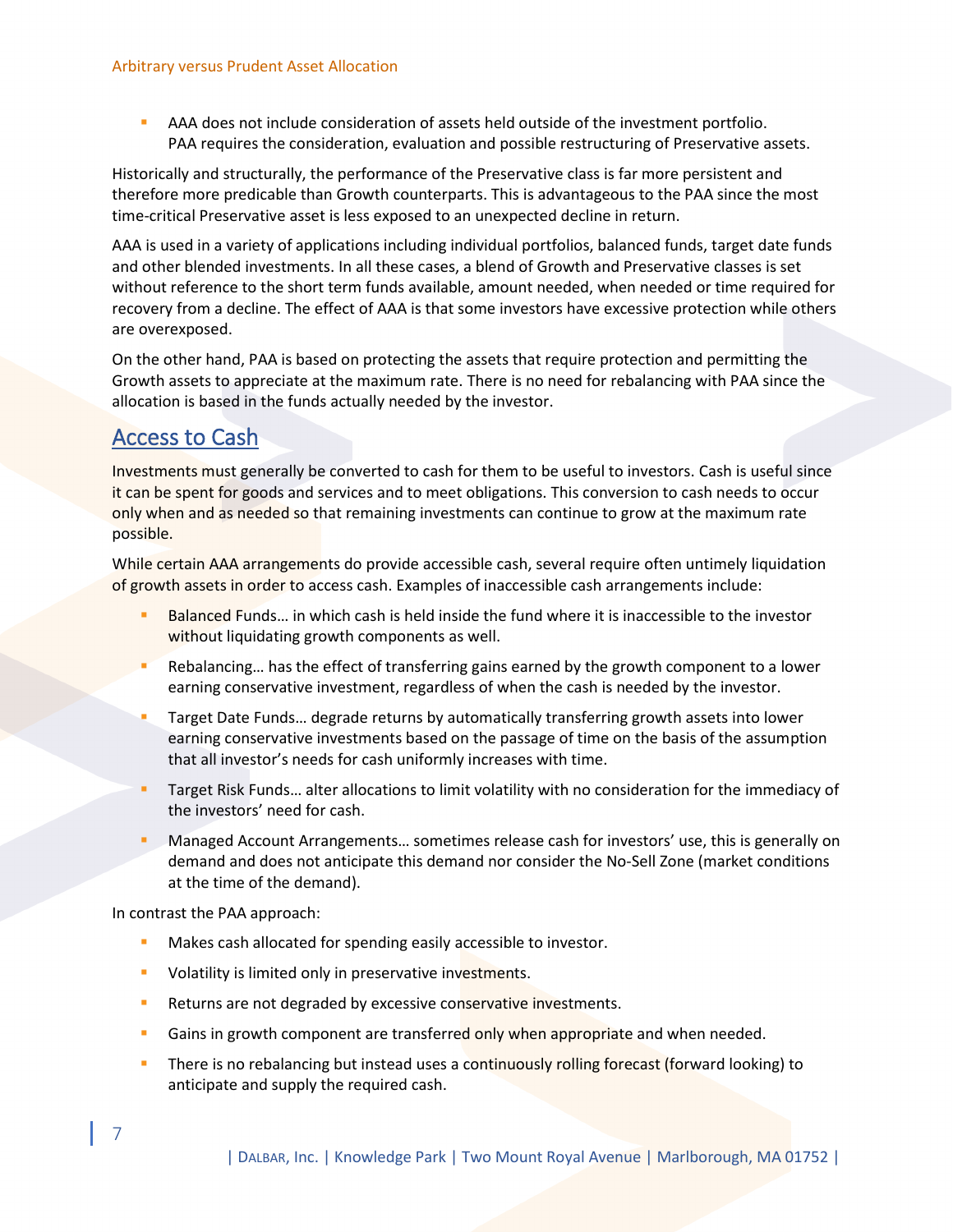- AAA does not include consideration of assets held outside of the investment portfolio. PAA requires the consideration, evaluation and possible restructuring of Preservative assets.

Historically and structurally, the performance of the Preservative class is far more persistent and therefore more predicable than Growth counterparts. This is advantageous to the PAA since the most time-critical Preservative asset is less exposed to an unexpected decline in return.

AAA is used in a variety of applications including individual portfolios, balanced funds, target date funds and other blended investments. In all these cases, a blend of Growth and Preservative classes is set without reference to the short term funds available, amount needed, when needed or time required for recovery from a decline. The effect of AAA is that some investors have excessive protection while others are overexposed.

On the other hand, PAA is based on protecting the assets that require protection and permitting the Growth assets to appreciate at the maximum rate. There is no need for rebalancing with PAA since the allocation is based in the funds actually needed by the investor.

## Access to Cash

Investments must generally be converted to cash for them to be useful to investors. Cash is useful since it can be spent for goods and services and to meet obligations. This conversion to cash needs to occur only when and as needed so that remaining investments can continue to grow at the maximum rate possible.

While certain AAA arrangements do provide accessible cash, several require often untimely liquidation of growth assets in order to access cash. Examples of inaccessible cash arrangements include:

- Balanced Funds… in which cash is held inside the fund where it is inaccessible to the investor without liquidating growth components as well.
- Rebalancing… has the effect of transferring gains earned by the growth component to a lower earning conservative investment, regardless of when the cash is needed by the investor.
- Target Date Funds… degrade returns by automatically transferring growth assets into lower earning conservative investments based on the passage of time on the basis of the assumption that all investor's needs for cash uniformly increases with time.
- Target Risk Funds… alter allocations to limit volatility with no consideration for the immediacy of the investors' need for cash.
- Managed Account Arrangements… sometimes release cash for investors' use, this is generally on demand and does not anticipate this demand nor consider the No-Sell Zone (market conditions at the time of the demand).

In contrast the PAA approach:

- Makes cash allocated for spending easily accessible to investor.
- Volatility is limited only in preservative investments.
- Returns are not degraded by excessive conservative investments.
- Gains in growth component are transferred only when appropriate and when needed.
- There is no rebalancing but instead uses a continuously rolling forecast (forward looking) to anticipate and supply the required cash.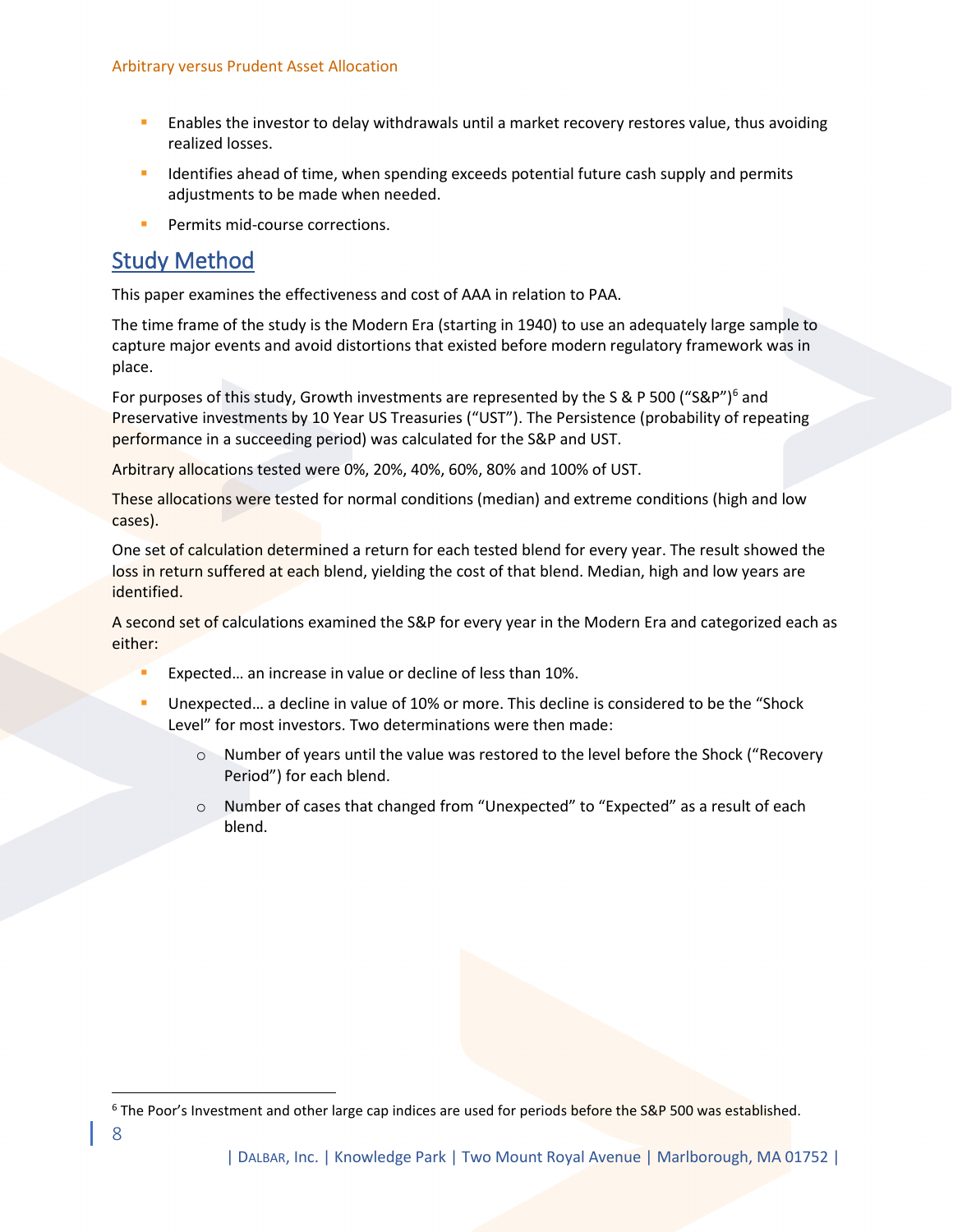- Enables the investor to delay withdrawals until a market recovery restores value, thus avoiding realized losses.
- Identifies ahead of time, when spending exceeds potential future cash supply and permits adjustments to be made when needed.
- Permits mid-course corrections.

## Study Method

This paper examines the effectiveness and cost of AAA in relation to PAA.

The time frame of the study is the Modern Era (starting in 1940) to use an adequately large sample to capture major events and avoid distortions that existed before modern regulatory framework was in place.

For purposes of this study, Growth investments are represented by the S & P 500 ("S&P")[6] and Preservative investments by 10 Year US Treasuries ("UST"). The Persistence (probability of repeating performance in a succeeding period) was calculated for the S&P and UST.

Arbitrary allocations tested were 0%, 20%, 40%, 60%, 80% and 100% of UST.

These allocations were tested for normal conditions (median) and extreme conditions (high and low cases).

One set of calculation determined a return for each tested blend for every year. The result showed the loss in return suffered at each blend, yielding the cost of that blend. Median, high and low years are identified.

A second set of calculations examined the S&P for every year in the Modern Era and categorized each as either:

- Expected… an increase in value or decline of less than 10%.
- Unexpected… a decline in value of 10% or more. This decline is considered to be the "Shock Level" for most investors. Two determinations were then made:
  - Number of years until the value was restored to the level before the Shock ("Recovery Period") for each blend.
  - Number of cases that changed from "Unexpected" to "Expected" as a result of each blend.

---

[6] The Poor's Investment and other large cap indices are used for periods before the S&P 500 was established.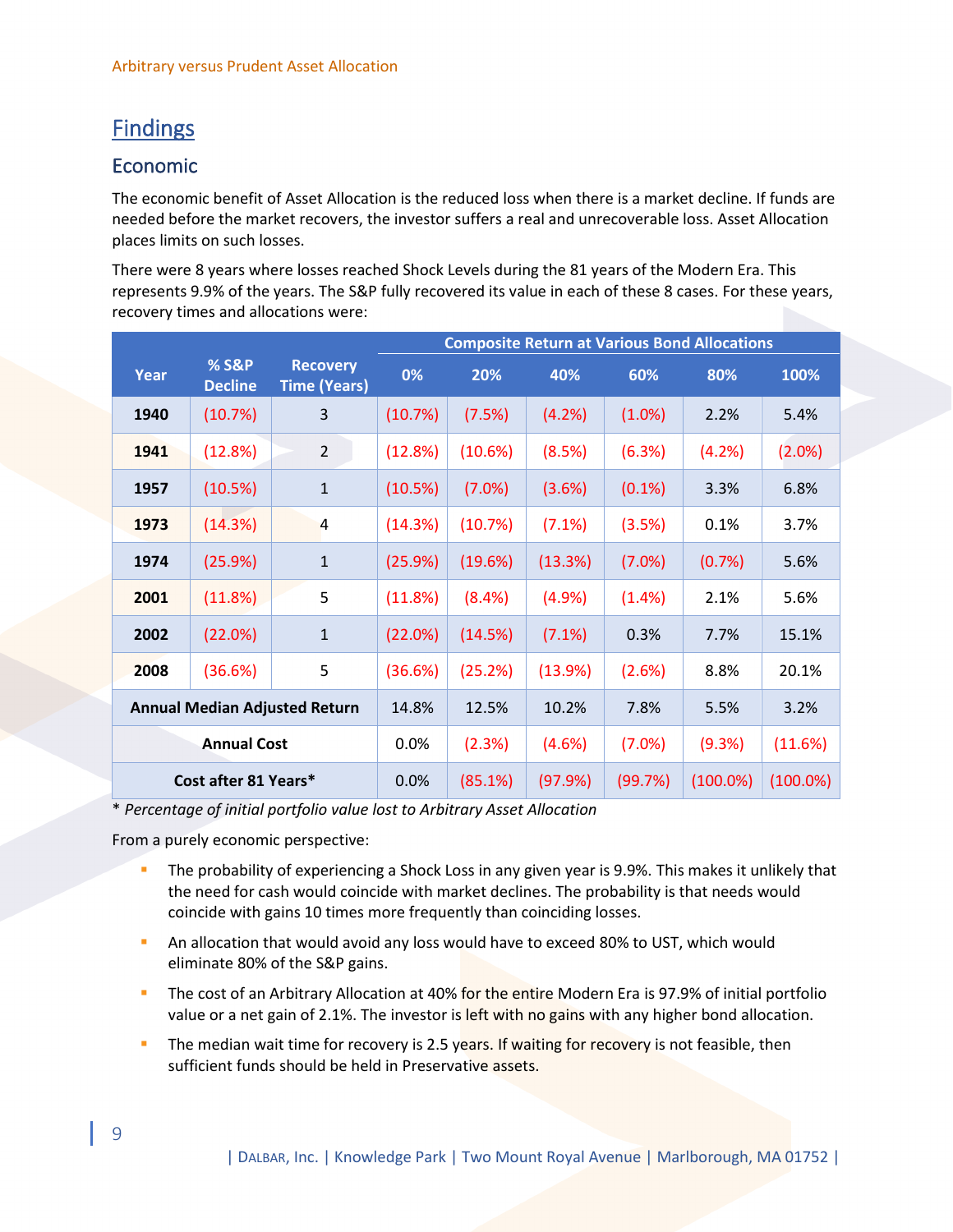## Findings

### Economic

The economic benefit of Asset Allocation is the reduced loss when there is a market decline. If funds are needed before the market recovers, the investor suffers a real and unrecoverable loss. Asset Allocation places limits on such losses.

There were 8 years where losses reached Shock Levels during the 81 years of the Modern Era. This represents 9.9% of the years. The S&P fully recovered its value in each of these 8 cases. For these years, recovery times and allocations were:

| Year | % S&P Decline | Recovery Time (Years) | Composite Return at Various Bond Allocations | | | | | |
|---|---|---|---|---|---|---|---|---|
| | | | 0% | 20% | 40% | 60% | 80% | 100% |
| **1940** | (10.7%) | 3 | (10.7%) | (7.5%) | (4.2%) | (1.0%) | 2.2% | 5.4% |
| **1941** | (12.8%) | 2 | (12.8%) | (10.6%) | (8.5%) | (6.3%) | (4.2%) | (2.0%) |
| **1957** | (10.5%) | 1 | (10.5%) | (7.0%) | (3.6%) | (0.1%) | 3.3% | 6.8% |
| **1973** | (14.3%) | 4 | (14.3%) | (10.7%) | (7.1%) | (3.5%) | 0.1% | 3.7% |
| **1974** | (25.9%) | 1 | (25.9%) | (19.6%) | (13.3%) | (7.0%) | (0.7%) | 5.6% |
| **2001** | (11.8%) | 5 | (11.8%) | (8.4%) | (4.9%) | (1.4%) | 2.1% | 5.6% |
| **2002** | (22.0%) | 1 | (22.0%) | (14.5%) | (7.1%) | 0.3% | 7.7% | 15.1% |
| **2008** | (36.6%) | 5 | (36.6%) | (25.2%) | (13.9%) | (2.6%) | 8.8% | 20.1% |
| **Annual Median Adjusted Return** | | | 14.8% | 12.5% | 10.2% | 7.8% | 5.5% | 3.2% |
| **Annual Cost** | | | 0.0% | (2.3%) | (4.6%) | (7.0%) | (9.3%) | (11.6%) |
| **Cost after 81 Years*** | | | 0.0% | (85.1%) | (97.9%) | (99.7%) | (100.0%) | (100.0%) |

*\* Percentage of initial portfolio value lost to Arbitrary Asset Allocation*

From a purely economic perspective:

- The probability of experiencing a Shock Loss in any given year is 9.9%. This makes it unlikely that the need for cash would coincide with market declines. The probability is that needs would coincide with gains 10 times more frequently than coinciding losses.
- An allocation that would avoid any loss would have to exceed 80% to UST, which would eliminate 80% of the S&P gains.
- The cost of an Arbitrary Allocation at 40% for the entire Modern Era is 97.9% of initial portfolio value or a net gain of 2.1%. The investor is left with no gains with any higher bond allocation.
- The median wait time for recovery is 2.5 years. If waiting for recovery is not feasible, then sufficient funds should be held in Preservative assets.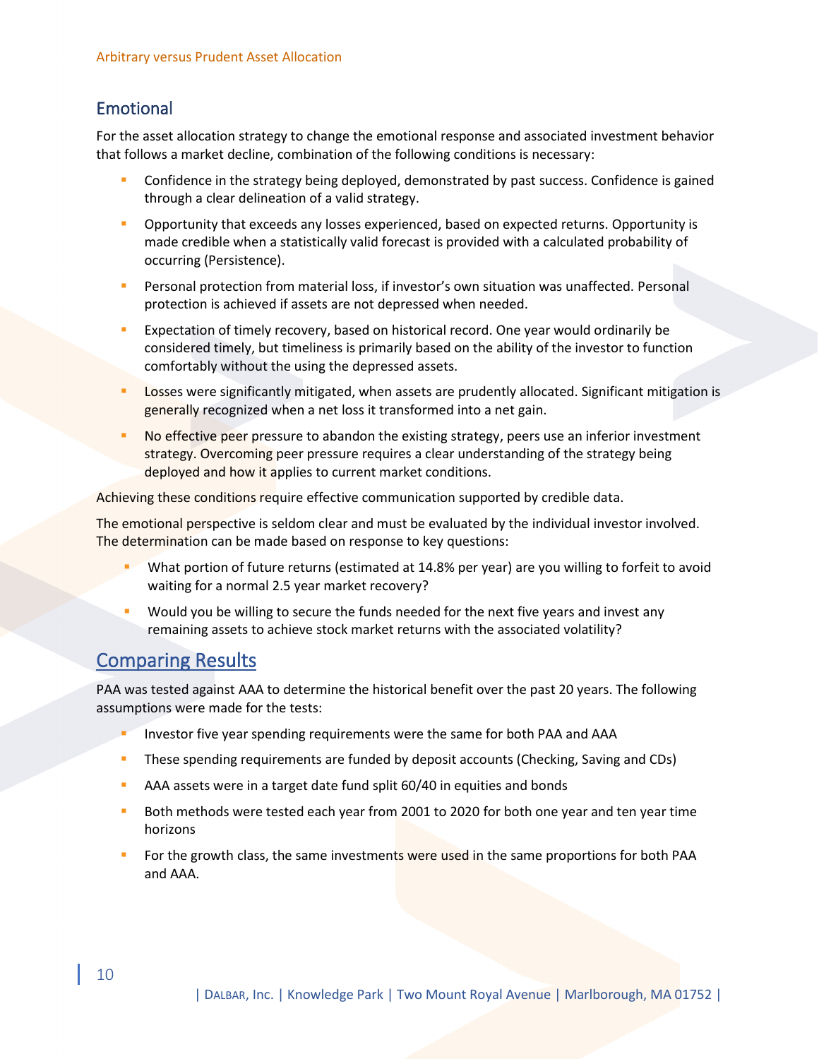## Emotional

For the asset allocation strategy to change the emotional response and associated investment behavior that follows a market decline, combination of the following conditions is necessary:

- Confidence in the strategy being deployed, demonstrated by past success. Confidence is gained through a clear delineation of a valid strategy.
- Opportunity that exceeds any losses experienced, based on expected returns. Opportunity is made credible when a statistically valid forecast is provided with a calculated probability of occurring (Persistence).
- Personal protection from material loss, if investor's own situation was unaffected. Personal protection is achieved if assets are not depressed when needed.
- Expectation of timely recovery, based on historical record. One year would ordinarily be considered timely, but timeliness is primarily based on the ability of the investor to function comfortably without the using the depressed assets.
- Losses were significantly mitigated, when assets are prudently allocated. Significant mitigation is generally recognized when a net loss it transformed into a net gain.
- No effective peer pressure to abandon the existing strategy, peers use an inferior investment strategy. Overcoming peer pressure requires a clear understanding of the strategy being deployed and how it applies to current market conditions.

Achieving these conditions require effective communication supported by credible data.

The emotional perspective is seldom clear and must be evaluated by the individual investor involved. The determination can be made based on response to key questions:

- What portion of future returns (estimated at 14.8% per year) are you willing to forfeit to avoid waiting for a normal 2.5 year market recovery?
- Would you be willing to secure the funds needed for the next five years and invest any remaining assets to achieve stock market returns with the associated volatility?

## Comparing Results

PAA was tested against AAA to determine the historical benefit over the past 20 years. The following assumptions were made for the tests:

- Investor five year spending requirements were the same for both PAA and AAA
- These spending requirements are funded by deposit accounts (Checking, Saving and CDs)
- AAA assets were in a target date fund split 60/40 in equities and bonds
- Both methods were tested each year from 2001 to 2020 for both one year and ten year time horizons
- For the growth class, the same investments were used in the same proportions for both PAA and AAA.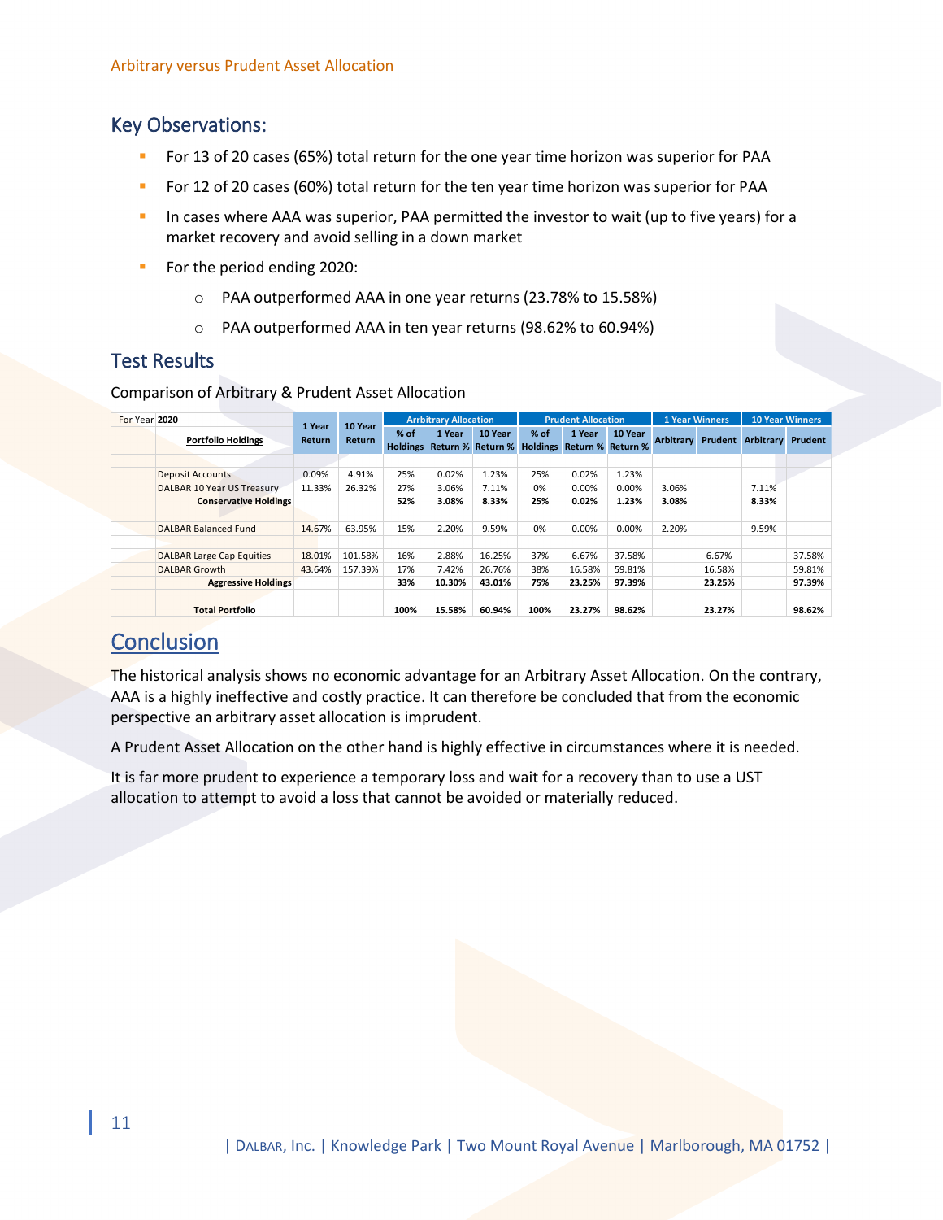## Key Observations:

- For 13 of 20 cases (65%) total return for the one year time horizon was superior for PAA
- For 12 of 20 cases (60%) total return for the ten year time horizon was superior for PAA
- In cases where AAA was superior, PAA permitted the investor to wait (up to five years) for a market recovery and avoid selling in a down market
- For the period ending 2020:
  - PAA outperformed AAA in one year returns (23.78% to 15.58%)
  - PAA outperformed AAA in ten year returns (98.62% to 60.94%)

## Test Results

Comparison of Arbitrary & Prudent Asset Allocation

| For Year **2020** | | | Arbitrary Allocation | | | Prudent Allocation | | | 1 Year Winners | | 10 Year Winners | |
|---|---|---|---|---|---|---|---|---|---|---|---|---|
| **Portfolio Holdings** | 1 Year Return | 10 Year Return | % of Holdings | 1 Year Return % | 10 Year Return % | % of Holdings | 1 Year Return % | 10 Year Return % | Arbitrary | Prudent | Arbitrary | Prudent |
| Deposit Accounts | 0.09% | 4.91% | 25% | 0.02% | 1.23% | 25% | 0.02% | 1.23% | | | | |
| DALBAR 10 Year US Treasury | 11.33% | 26.32% | 27% | 3.06% | 7.11% | 0% | 0.00% | 0.00% | 3.06% | | 7.11% | |
| **Conservative Holdings** | | | **52%** | **3.08%** | **8.33%** | **25%** | **0.02%** | **1.23%** | **3.08%** | | **8.33%** | |
| DALBAR Balanced Fund | 14.67% | 63.95% | 15% | 2.20% | 9.59% | 0% | 0.00% | 0.00% | 2.20% | | 9.59% | |
| DALBAR Large Cap Equities | 18.01% | 101.58% | 16% | 2.88% | 16.25% | 37% | 6.67% | 37.58% | | 6.67% | | 37.58% |
| DALBAR Growth | 43.64% | 157.39% | 17% | 7.42% | 26.76% | 38% | 16.58% | 59.81% | | 16.58% | | 59.81% |
| **Aggressive Holdings** | | | **33%** | **10.30%** | **43.01%** | **75%** | **23.25%** | **97.39%** | | **23.25%** | | **97.39%** |
| **Total Portfolio** | | | **100%** | **15.58%** | **60.94%** | **100%** | **23.27%** | **98.62%** | | **23.27%** | | **98.62%** |

## Conclusion

The historical analysis shows no economic advantage for an Arbitrary Asset Allocation. On the contrary, AAA is a highly ineffective and costly practice. It can therefore be concluded that from the economic perspective an arbitrary asset allocation is imprudent.

A Prudent Asset Allocation on the other hand is highly effective in circumstances where it is needed.

It is far more prudent to experience a temporary loss and wait for a recovery than to use a UST allocation to attempt to avoid a loss that cannot be avoided or materially reduced.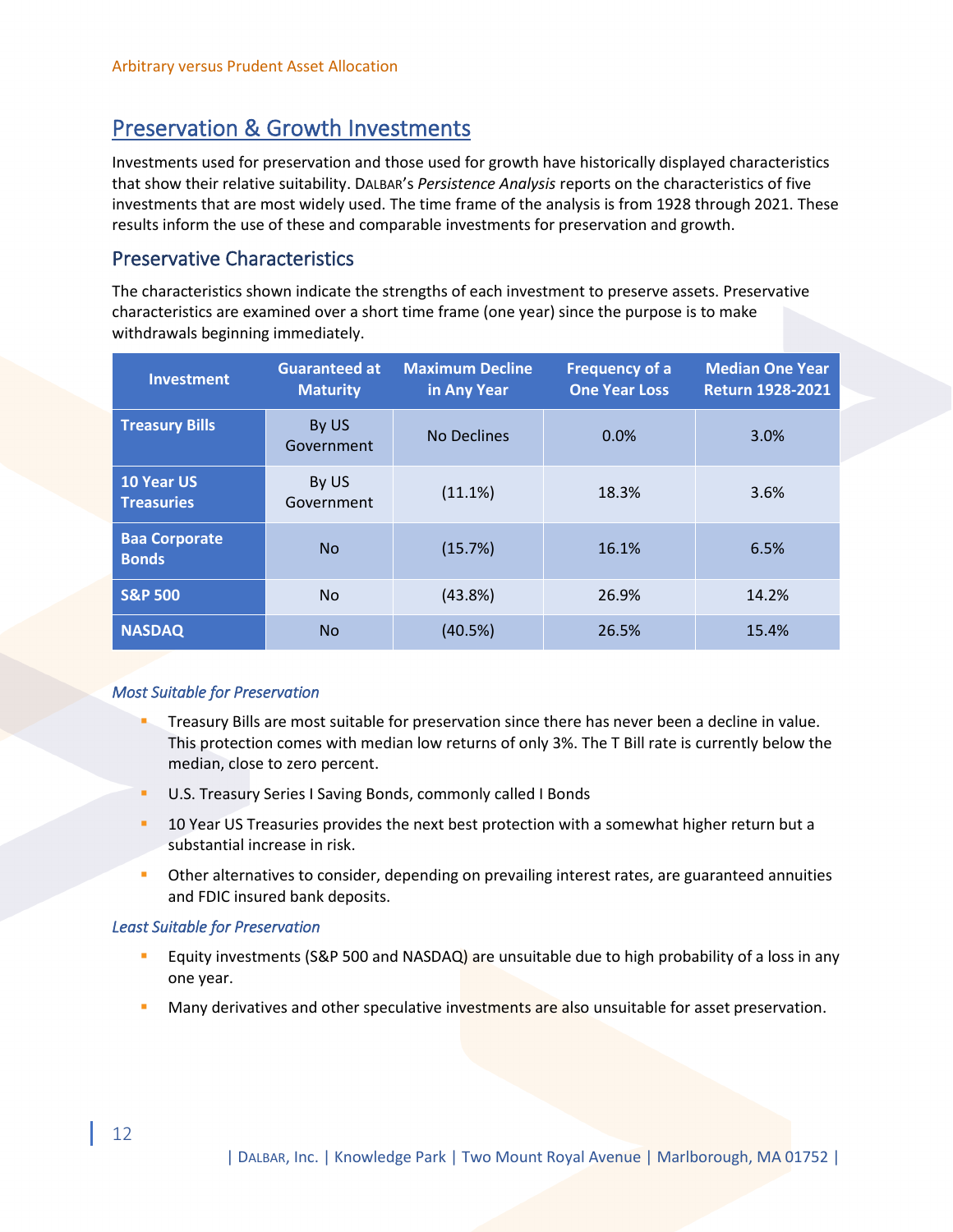## Preservation & Growth Investments

Investments used for preservation and those used for growth have historically displayed characteristics that show their relative suitability. DALBAR's *Persistence Analysis* reports on the characteristics of five investments that are most widely used. The time frame of the analysis is from 1928 through 2021. These results inform the use of these and comparable investments for preservation and growth.

### Preservative Characteristics

The characteristics shown indicate the strengths of each investment to preserve assets. Preservative characteristics are examined over a short time frame (one year) since the purpose is to make withdrawals beginning immediately.

| Investment | Guaranteed at Maturity | Maximum Decline in Any Year | Frequency of a One Year Loss | Median One Year Return 1928-2021 |
|---|---|---|---|---|
| **Treasury Bills** | By US Government | No Declines | 0.0% | 3.0% |
| **10 Year US Treasuries** | By US Government | (11.1%) | 18.3% | 3.6% |
| **Baa Corporate Bonds** | No | (15.7%) | 16.1% | 6.5% |
| **S&P 500** | No | (43.8%) | 26.9% | 14.2% |
| **NASDAQ** | No | (40.5%) | 26.5% | 15.4% |

*Most Suitable for Preservation*

- Treasury Bills are most suitable for preservation since there has never been a decline in value. This protection comes with median low returns of only 3%. The T Bill rate is currently below the median, close to zero percent.
- U.S. Treasury Series I Saving Bonds, commonly called I Bonds
- 10 Year US Treasuries provides the next best protection with a somewhat higher return but a substantial increase in risk.
- Other alternatives to consider, depending on prevailing interest rates, are guaranteed annuities and FDIC insured bank deposits.

*Least Suitable for Preservation*

- Equity investments (S&P 500 and NASDAQ) are unsuitable due to high probability of a loss in any one year.
- Many derivatives and other speculative investments are also unsuitable for asset preservation.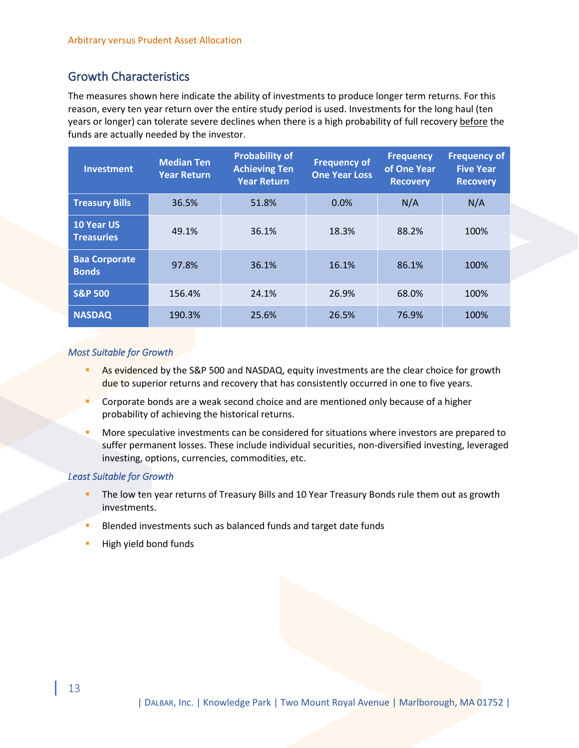## Growth Characteristics

The measures shown here indicate the ability of investments to produce longer term returns. For this reason, every ten year return over the entire study period is used. Investments for the long haul (ten years or longer) can tolerate severe declines when there is a high probability of full recovery <u>before</u> the funds are actually needed by the investor.

| Investment | Median Ten Year Return | Probability of Achieving Ten Year Return | Frequency of One Year Loss | Frequency of One Year Recovery | Frequency of Five Year Recovery |
|---|---|---|---|---|---|
| **Treasury Bills** | 36.5% | 51.8% | 0.0% | N/A | N/A |
| **10 Year US Treasuries** | 49.1% | 36.1% | 18.3% | 88.2% | 100% |
| **Baa Corporate Bonds** | 97.8% | 36.1% | 16.1% | 86.1% | 100% |
| **S&P 500** | 156.4% | 24.1% | 26.9% | 68.0% | 100% |
| **NASDAQ** | 190.3% | 25.6% | 26.5% | 76.9% | 100% |

*Most Suitable for Growth*

- As evidenced by the S&P 500 and NASDAQ, equity investments are the clear choice for growth due to superior returns and recovery that has consistently occurred in one to five years.
- Corporate bonds are a weak second choice and are mentioned only because of a higher probability of achieving the historical returns.
- More speculative investments can be considered for situations where investors are prepared to suffer permanent losses. These include individual securities, non-diversified investing, leveraged investing, options, currencies, commodities, etc.

*Least Suitable for Growth*

- The low ten year returns of Treasury Bills and 10 Year Treasury Bonds rule them out as growth investments.
- Blended investments such as balanced funds and target date funds
- High yield bond funds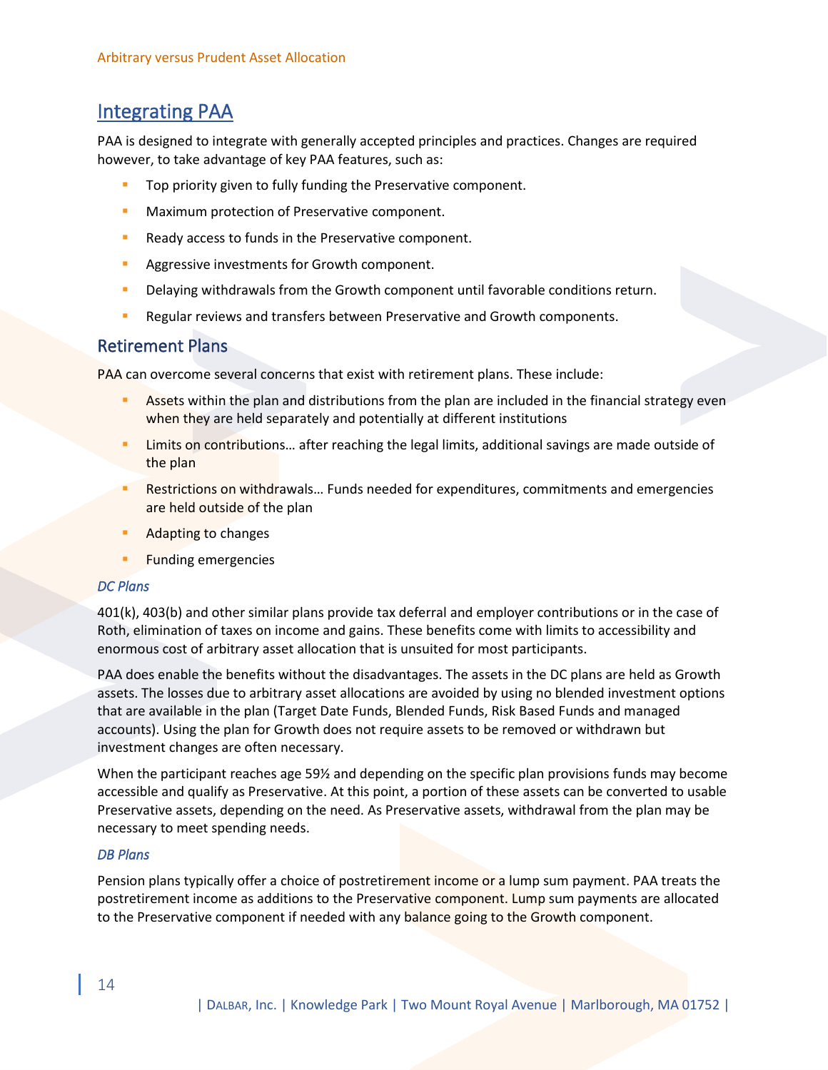## Integrating PAA

PAA is designed to integrate with generally accepted principles and practices. Changes are required however, to take advantage of key PAA features, such as:

- Top priority given to fully funding the Preservative component.
- Maximum protection of Preservative component.
- Ready access to funds in the Preservative component.
- Aggressive investments for Growth component.
- Delaying withdrawals from the Growth component until favorable conditions return.
- Regular reviews and transfers between Preservative and Growth components.

### Retirement Plans

PAA can overcome several concerns that exist with retirement plans. These include:

- Assets within the plan and distributions from the plan are included in the financial strategy even when they are held separately and potentially at different institutions
- Limits on contributions… after reaching the legal limits, additional savings are made outside of the plan
- Restrictions on withdrawals… Funds needed for expenditures, commitments and emergencies are held outside of the plan
- Adapting to changes
- Funding emergencies

#### *DC Plans*

401(k), 403(b) and other similar plans provide tax deferral and employer contributions or in the case of Roth, elimination of taxes on income and gains. These benefits come with limits to accessibility and enormous cost of arbitrary asset allocation that is unsuited for most participants.

PAA does enable the benefits without the disadvantages. The assets in the DC plans are held as Growth assets. The losses due to arbitrary asset allocations are avoided by using no blended investment options that are available in the plan (Target Date Funds, Blended Funds, Risk Based Funds and managed accounts). Using the plan for Growth does not require assets to be removed or withdrawn but investment changes are often necessary.

When the participant reaches age 59½ and depending on the specific plan provisions funds may become accessible and qualify as Preservative. At this point, a portion of these assets can be converted to usable Preservative assets, depending on the need. As Preservative assets, withdrawal from the plan may be necessary to meet spending needs.

#### *DB Plans*

Pension plans typically offer a choice of postretirement income or a lump sum payment. PAA treats the postretirement income as additions to the Preservative component. Lump sum payments are allocated to the Preservative component if needed with any balance going to the Growth component.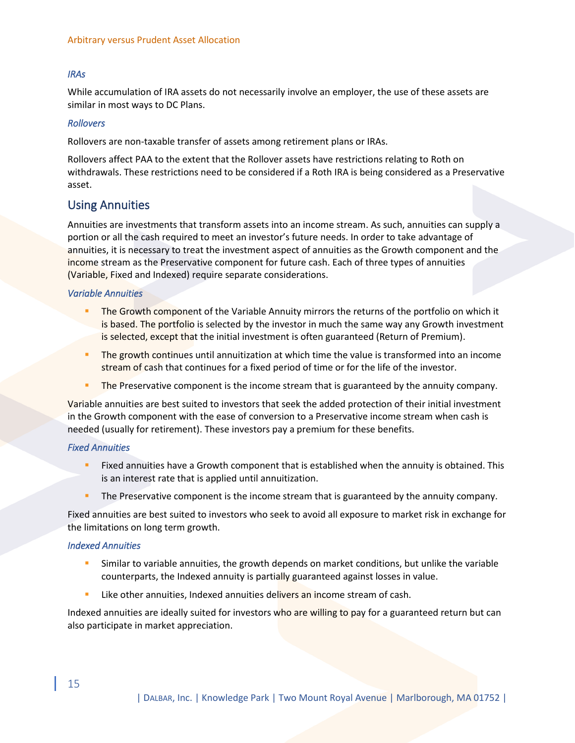### *IRAs*

While accumulation of IRA assets do not necessarily involve an employer, the use of these assets are similar in most ways to DC Plans.

### *Rollovers*

Rollovers are non-taxable transfer of assets among retirement plans or IRAs.

Rollovers affect PAA to the extent that the Rollover assets have restrictions relating to Roth on withdrawals. These restrictions need to be considered if a Roth IRA is being considered as a Preservative asset.

## Using Annuities

Annuities are investments that transform assets into an income stream. As such, annuities can supply a portion or all the cash required to meet an investor's future needs. In order to take advantage of annuities, it is necessary to treat the investment aspect of annuities as the Growth component and the income stream as the Preservative component for future cash. Each of three types of annuities (Variable, Fixed and Indexed) require separate considerations.

### *Variable Annuities*

- The Growth component of the Variable Annuity mirrors the returns of the portfolio on which it is based. The portfolio is selected by the investor in much the same way any Growth investment is selected, except that the initial investment is often guaranteed (Return of Premium).
- The growth continues until annuitization at which time the value is transformed into an income stream of cash that continues for a fixed period of time or for the life of the investor.
- The Preservative component is the income stream that is guaranteed by the annuity company.

Variable annuities are best suited to investors that seek the added protection of their initial investment in the Growth component with the ease of conversion to a Preservative income stream when cash is needed (usually for retirement). These investors pay a premium for these benefits.

### *Fixed Annuities*

- Fixed annuities have a Growth component that is established when the annuity is obtained. This is an interest rate that is applied until annuitization.
- The Preservative component is the income stream that is guaranteed by the annuity company.

Fixed annuities are best suited to investors who seek to avoid all exposure to market risk in exchange for the limitations on long term growth.

### *Indexed Annuities*

- Similar to variable annuities, the growth depends on market conditions, but unlike the variable counterparts, the Indexed annuity is partially guaranteed against losses in value.
- Like other annuities, Indexed annuities delivers an income stream of cash.

Indexed annuities are ideally suited for investors who are willing to pay for a guaranteed return but can also participate in market appreciation.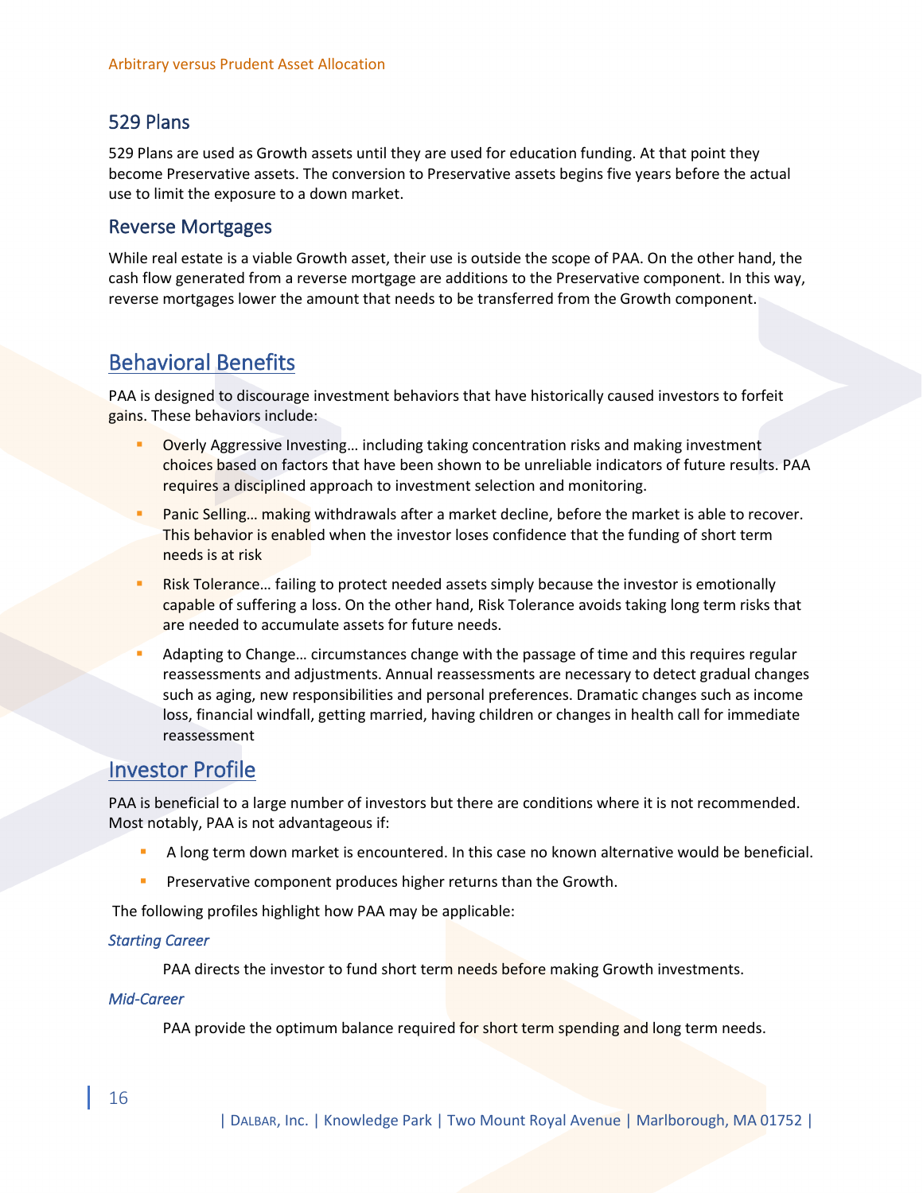### 529 Plans

529 Plans are used as Growth assets until they are used for education funding. At that point they become Preservative assets. The conversion to Preservative assets begins five years before the actual use to limit the exposure to a down market.

### Reverse Mortgages

While real estate is a viable Growth asset, their use is outside the scope of PAA. On the other hand, the cash flow generated from a reverse mortgage are additions to the Preservative component. In this way, reverse mortgages lower the amount that needs to be transferred from the Growth component.

## Behavioral Benefits

PAA is designed to discourage investment behaviors that have historically caused investors to forfeit gains. These behaviors include:

- Overly Aggressive Investing… including taking concentration risks and making investment choices based on factors that have been shown to be unreliable indicators of future results. PAA requires a disciplined approach to investment selection and monitoring.
- Panic Selling… making withdrawals after a market decline, before the market is able to recover. This behavior is enabled when the investor loses confidence that the funding of short term needs is at risk
- Risk Tolerance… failing to protect needed assets simply because the investor is emotionally capable of suffering a loss. On the other hand, Risk Tolerance avoids taking long term risks that are needed to accumulate assets for future needs.
- Adapting to Change… circumstances change with the passage of time and this requires regular reassessments and adjustments. Annual reassessments are necessary to detect gradual changes such as aging, new responsibilities and personal preferences. Dramatic changes such as income loss, financial windfall, getting married, having children or changes in health call for immediate reassessment

## Investor Profile

PAA is beneficial to a large number of investors but there are conditions where it is not recommended. Most notably, PAA is not advantageous if:

- A long term down market is encountered. In this case no known alternative would be beneficial.
- Preservative component produces higher returns than the Growth.

The following profiles highlight how PAA may be applicable:

*Starting Career*

PAA directs the investor to fund short term needs before making Growth investments.

*Mid-Career*

PAA provide the optimum balance required for short term spending and long term needs.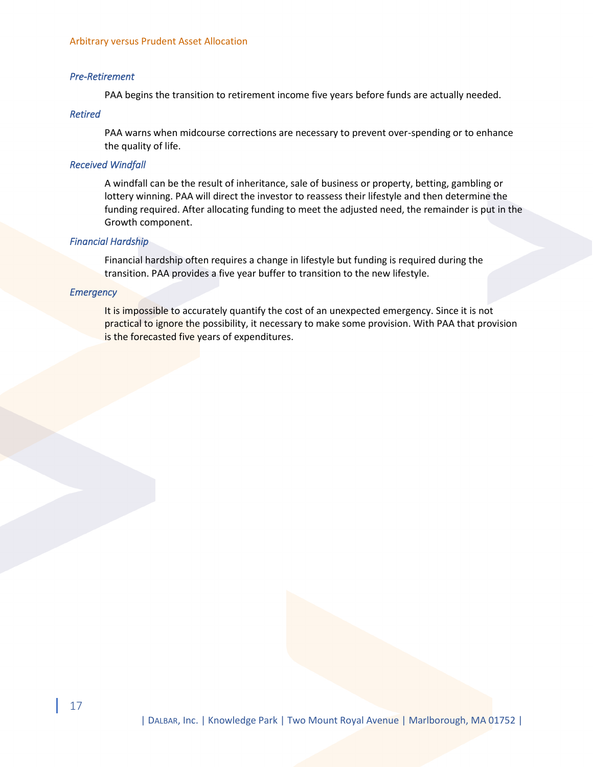*Pre-Retirement*

PAA begins the transition to retirement income five years before funds are actually needed.

*Retired*

PAA warns when midcourse corrections are necessary to prevent over-spending or to enhance the quality of life.

*Received Windfall*

A windfall can be the result of inheritance, sale of business or property, betting, gambling or lottery winning. PAA will direct the investor to reassess their lifestyle and then determine the funding required. After allocating funding to meet the adjusted need, the remainder is put in the Growth component.

*Financial Hardship*

Financial hardship often requires a change in lifestyle but funding is required during the transition. PAA provides a five year buffer to transition to the new lifestyle.

*Emergency*

It is impossible to accurately quantify the cost of an unexpected emergency. Since it is not practical to ignore the possibility, it necessary to make some provision. With PAA that provision is the forecasted five years of expenditures.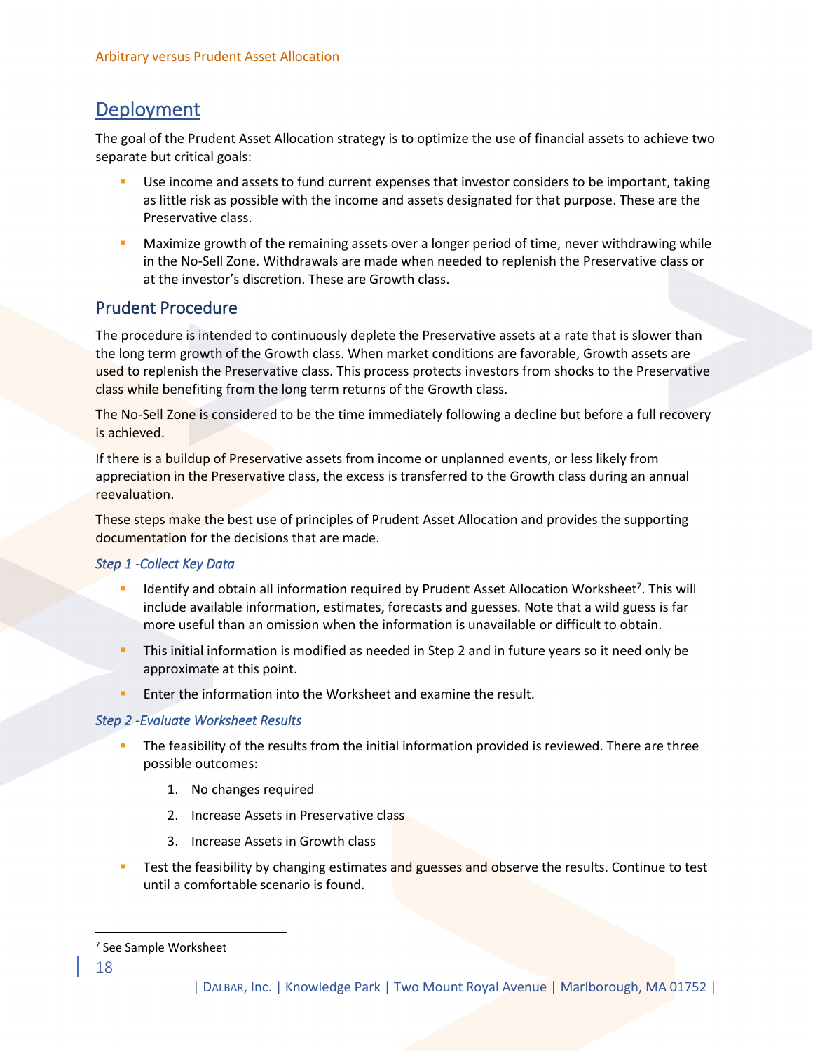## Deployment

The goal of the Prudent Asset Allocation strategy is to optimize the use of financial assets to achieve two separate but critical goals:

- Use income and assets to fund current expenses that investor considers to be important, taking as little risk as possible with the income and assets designated for that purpose. These are the Preservative class.
- Maximize growth of the remaining assets over a longer period of time, never withdrawing while in the No-Sell Zone. Withdrawals are made when needed to replenish the Preservative class or at the investor's discretion. These are Growth class.

### Prudent Procedure

The procedure is intended to continuously deplete the Preservative assets at a rate that is slower than the long term growth of the Growth class. When market conditions are favorable, Growth assets are used to replenish the Preservative class. This process protects investors from shocks to the Preservative class while benefiting from the long term returns of the Growth class.

The No-Sell Zone is considered to be the time immediately following a decline but before a full recovery is achieved.

If there is a buildup of Preservative assets from income or unplanned events, or less likely from appreciation in the Preservative class, the excess is transferred to the Growth class during an annual reevaluation.

These steps make the best use of principles of Prudent Asset Allocation and provides the supporting documentation for the decisions that are made.

#### *Step 1 -Collect Key Data*

- Identify and obtain all information required by Prudent Asset Allocation Worksheet[7]. This will include available information, estimates, forecasts and guesses. Note that a wild guess is far more useful than an omission when the information is unavailable or difficult to obtain.
- This initial information is modified as needed in Step 2 and in future years so it need only be approximate at this point.
- Enter the information into the Worksheet and examine the result.

#### *Step 2 -Evaluate Worksheet Results*

- The feasibility of the results from the initial information provided is reviewed. There are three possible outcomes:
  1. No changes required
  2. Increase Assets in Preservative class
  3. Increase Assets in Growth class
- Test the feasibility by changing estimates and guesses and observe the results. Continue to test until a comfortable scenario is found.

[7] See Sample Worksheet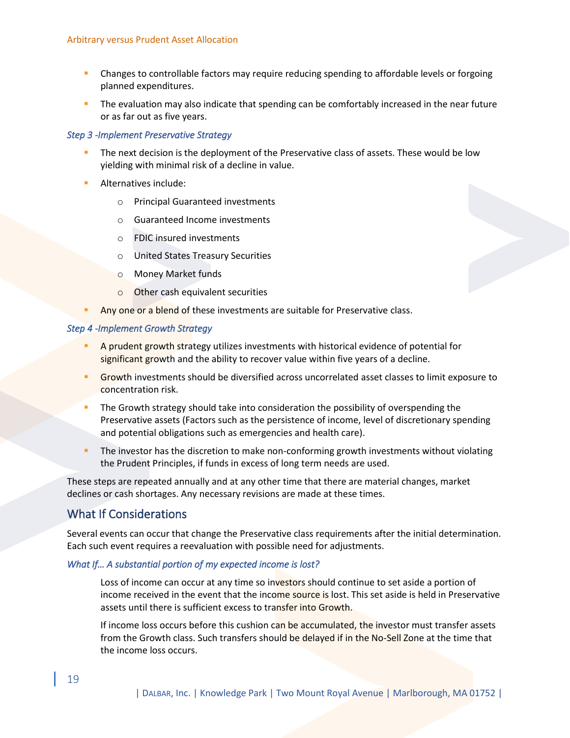- Changes to controllable factors may require reducing spending to affordable levels or forgoing planned expenditures.
- The evaluation may also indicate that spending can be comfortably increased in the near future or as far out as five years.

*Step 3 -Implement Preservative Strategy*

- The next decision is the deployment of the Preservative class of assets. These would be low yielding with minimal risk of a decline in value.
- Alternatives include:
  - Principal Guaranteed investments
  - Guaranteed Income investments
  - FDIC insured investments
  - United States Treasury Securities
  - Money Market funds
  - Other cash equivalent securities
- Any one or a blend of these investments are suitable for Preservative class.

*Step 4 -Implement Growth Strategy*

- A prudent growth strategy utilizes investments with historical evidence of potential for significant growth and the ability to recover value within five years of a decline.
- Growth investments should be diversified across uncorrelated asset classes to limit exposure to concentration risk.
- The Growth strategy should take into consideration the possibility of overspending the Preservative assets (Factors such as the persistence of income, level of discretionary spending and potential obligations such as emergencies and health care).
- The investor has the discretion to make non-conforming growth investments without violating the Prudent Principles, if funds in excess of long term needs are used.

These steps are repeated annually and at any other time that there are material changes, market declines or cash shortages. Any necessary revisions are made at these times.

## What If Considerations

Several events can occur that change the Preservative class requirements after the initial determination. Each such event requires a reevaluation with possible need for adjustments.

*What If… A substantial portion of my expected income is lost?*

Loss of income can occur at any time so investors should continue to set aside a portion of income received in the event that the income source is lost. This set aside is held in Preservative assets until there is sufficient excess to transfer into Growth.

If income loss occurs before this cushion can be accumulated, the investor must transfer assets from the Growth class. Such transfers should be delayed if in the No-Sell Zone at the time that the income loss occurs.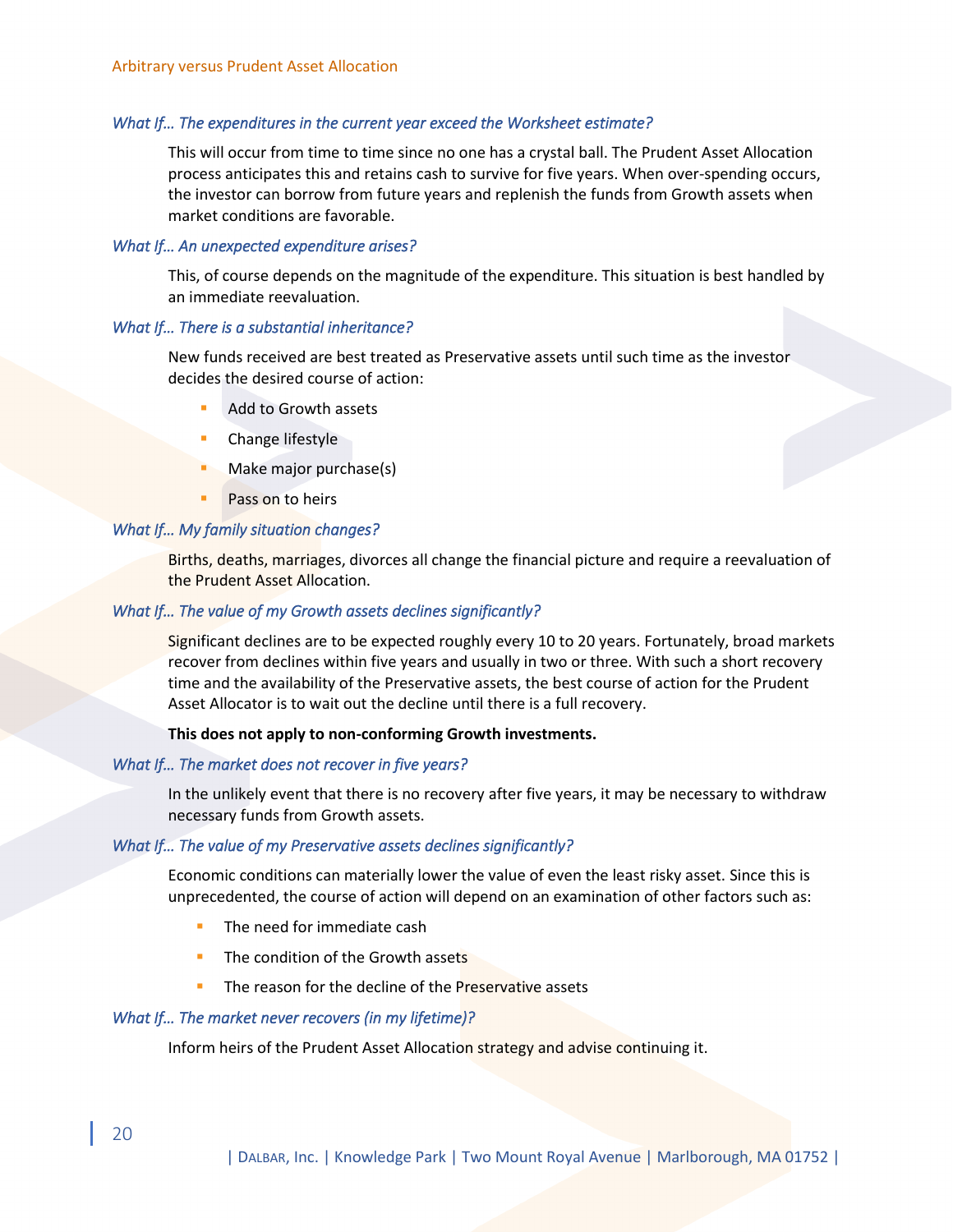### *What If… The expenditures in the current year exceed the Worksheet estimate?*

This will occur from time to time since no one has a crystal ball. The Prudent Asset Allocation process anticipates this and retains cash to survive for five years. When over-spending occurs, the investor can borrow from future years and replenish the funds from Growth assets when market conditions are favorable.

### *What If… An unexpected expenditure arises?*

This, of course depends on the magnitude of the expenditure. This situation is best handled by an immediate reevaluation.

### *What If… There is a substantial inheritance?*

New funds received are best treated as Preservative assets until such time as the investor decides the desired course of action:

- Add to Growth assets
- Change lifestyle
- Make major purchase(s)
- Pass on to heirs

### *What If… My family situation changes?*

Births, deaths, marriages, divorces all change the financial picture and require a reevaluation of the Prudent Asset Allocation.

### *What If… The value of my Growth assets declines significantly?*

Significant declines are to be expected roughly every 10 to 20 years. Fortunately, broad markets recover from declines within five years and usually in two or three. With such a short recovery time and the availability of the Preservative assets, the best course of action for the Prudent Asset Allocator is to wait out the decline until there is a full recovery.

**This does not apply to non-conforming Growth investments.**

### *What If… The market does not recover in five years?*

In the unlikely event that there is no recovery after five years, it may be necessary to withdraw necessary funds from Growth assets.

### *What If… The value of my Preservative assets declines significantly?*

Economic conditions can materially lower the value of even the least risky asset. Since this is unprecedented, the course of action will depend on an examination of other factors such as:

- The need for immediate cash
- The condition of the Growth assets
- The reason for the decline of the Preservative assets

### *What If… The market never recovers (in my lifetime)?*

Inform heirs of the Prudent Asset Allocation strategy and advise continuing it.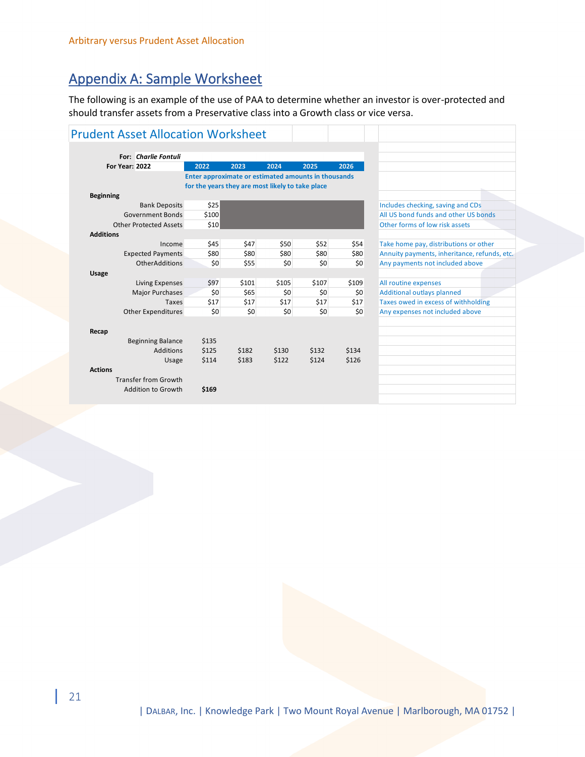## Appendix A: Sample Worksheet

The following is an example of the use of PAA to determine whether an investor is over-protected and should transfer assets from a Preservative class into a Growth class or vice versa.

### Prudent Asset Allocation Worksheet

**For:** ***Charlie Fontuli***
**For Year:** **2022**

*Enter approximate or estimated amounts in thousands for the years they are most likely to take place*

| | 2022 | 2023 | 2024 | 2025 | 2026 | |
|---|---|---|---|---|---|---|
| **Beginning** | | | | | | |
| Bank Deposits | $25 | | | | | Includes checking, saving and CDs |
| Government Bonds | $100 | | | | | All US bond funds and other US bonds |
| Other Protected Assets | $10 | | | | | Other forms of low risk assets |
| **Additions** | | | | | | |
| Income | $45 | $47 | $50 | $52 | $54 | Take home pay, distributions or other |
| Expected Payments | $80 | $80 | $80 | $80 | $80 | Annuity payments, inheritance, refunds, etc. |
| OtherAdditions | $0 | $55 | $0 | $0 | $0 | Any payments not included above |
| **Usage** | | | | | | |
| Living Expenses | $97 | $101 | $105 | $107 | $109 | All routine expenses |
| Major Purchases | $0 | $65 | $0 | $0 | $0 | Additional outlays planned |
| Taxes | $17 | $17 | $17 | $17 | $17 | Taxes owed in excess of withholding |
| Other Expenditures | $0 | $0 | $0 | $0 | $0 | Any expenses not included above |
| **Recap** | | | | | | |
| Beginning Balance | $135 | | | | | |
| Additions | $125 | $182 | $130 | $132 | $134 | |
| Usage | $114 | $183 | $122 | $124 | $126 | |
| **Actions** | | | | | | |
| Transfer from Growth | | | | | | |
| Addition to Growth | **$169** | | | | | |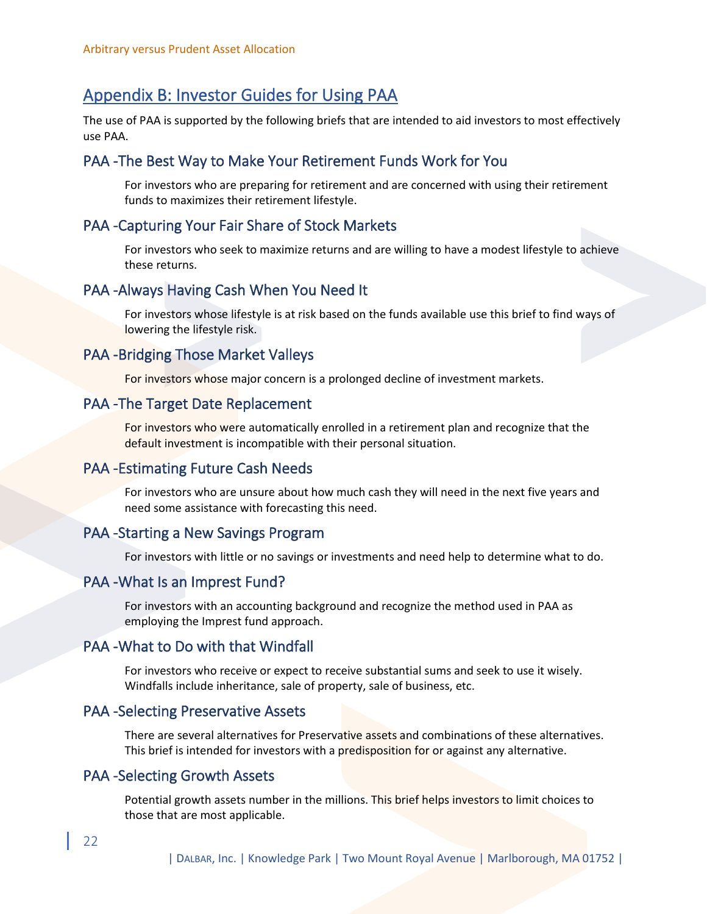## Appendix B: Investor Guides for Using PAA

The use of PAA is supported by the following briefs that are intended to aid investors to most effectively use PAA.

### PAA -The Best Way to Make Your Retirement Funds Work for You

For investors who are preparing for retirement and are concerned with using their retirement funds to maximizes their retirement lifestyle.

### PAA -Capturing Your Fair Share of Stock Markets

For investors who seek to maximize returns and are willing to have a modest lifestyle to achieve these returns.

### PAA -Always Having Cash When You Need It

For investors whose lifestyle is at risk based on the funds available use this brief to find ways of lowering the lifestyle risk.

### PAA -Bridging Those Market Valleys

For investors whose major concern is a prolonged decline of investment markets.

### PAA -The Target Date Replacement

For investors who were automatically enrolled in a retirement plan and recognize that the default investment is incompatible with their personal situation.

### PAA -Estimating Future Cash Needs

For investors who are unsure about how much cash they will need in the next five years and need some assistance with forecasting this need.

### PAA -Starting a New Savings Program

For investors with little or no savings or investments and need help to determine what to do.

### PAA -What Is an Imprest Fund?

For investors with an accounting background and recognize the method used in PAA as employing the Imprest fund approach.

### PAA -What to Do with that Windfall

For investors who receive or expect to receive substantial sums and seek to use it wisely. Windfalls include inheritance, sale of property, sale of business, etc.

### PAA -Selecting Preservative Assets

There are several alternatives for Preservative assets and combinations of these alternatives. This brief is intended for investors with a predisposition for or against any alternative.

### PAA -Selecting Growth Assets

Potential growth assets number in the millions. This brief helps investors to limit choices to those that are most applicable.